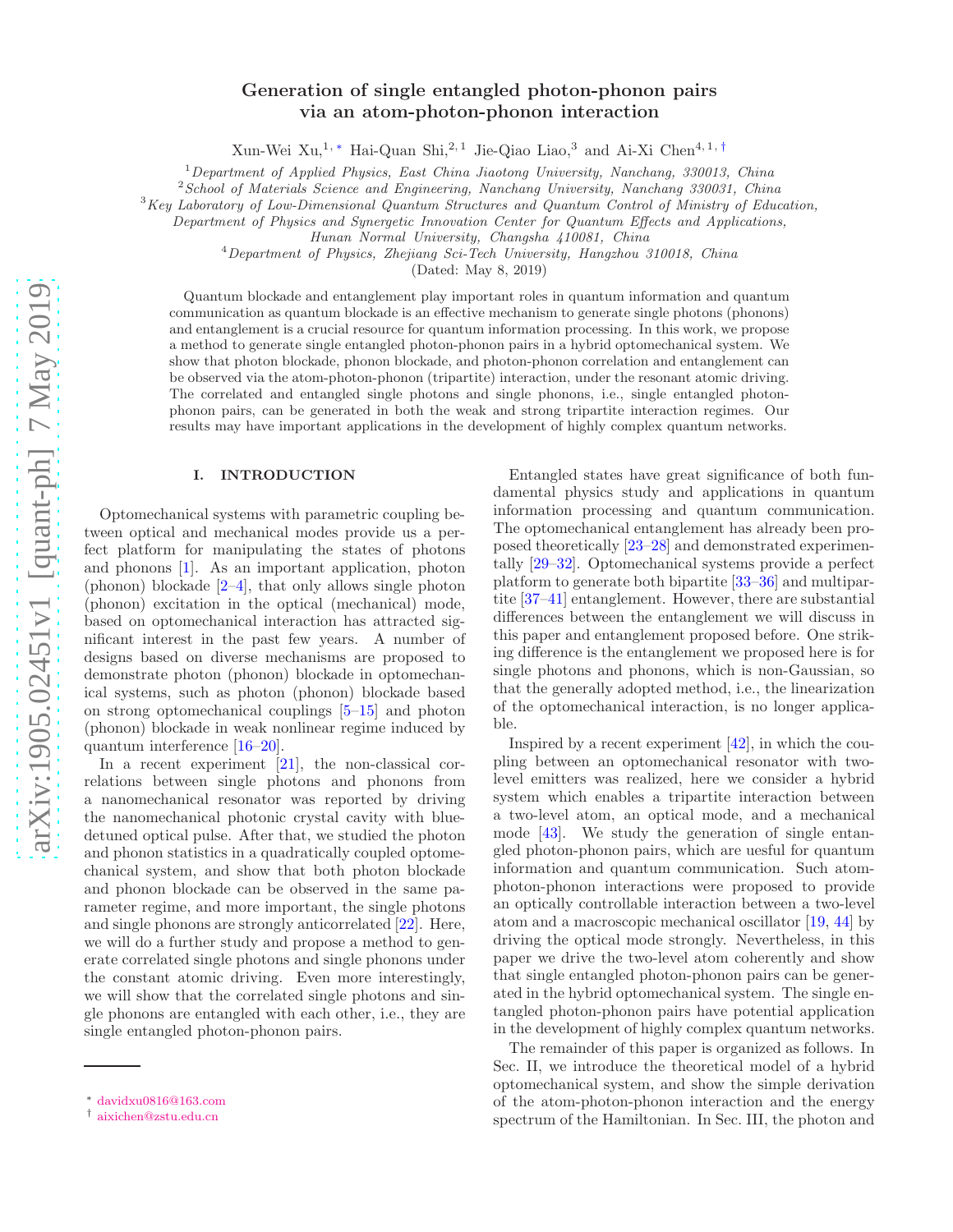# Generation of single entangled photon-phonon pairs via an atom-photon-phonon interaction

Xun-Wei Xu,[1,*] Hai-Quan Shi,[2,1] Jie-Qiao Liao,[3] and Ai-Xi Chen[4,1,†]

[1]*Department of Applied Physics, East China Jiaotong University, Nanchang, 330013, China*
[2]*School of Materials Science and Engineering, Nanchang University, Nanchang 330031, China*
[3]*Key Laboratory of Low-Dimensional Quantum Structures and Quantum Control of Ministry of Education, Department of Physics and Synergetic Innovation Center for Quantum Effects and Applications, Hunan Normal University, Changsha 410081, China*
[4]*Department of Physics, Zhejiang Sci-Tech University, Hangzhou 310018, China*

(Dated: May 8, 2019)

Quantum blockade and entanglement play important roles in quantum information and quantum communication as quantum blockade is an effective mechanism to generate single photons (phonons) and entanglement is a crucial resource for quantum information processing. In this work, we propose a method to generate single entangled photon-phonon pairs in a hybrid optomechanical system. We show that photon blockade, phonon blockade, and photon-phonon correlation and entanglement can be observed via the atom-photon-phonon (tripartite) interaction, under the resonant atomic driving. The correlated and entangled single photons and single phonons, i.e., single entangled photon-phonon pairs, can be generated in both the weak and strong tripartite interaction regimes. Our results may have important applications in the development of highly complex quantum networks.

## I. INTRODUCTION

Optomechanical systems with parametric coupling between optical and mechanical modes provide us a perfect platform for manipulating the states of photons and phonons [1]. As an important application, photon (phonon) blockade [2–4], that only allows single photon (phonon) excitation in the optical (mechanical) mode, based on optomechanical interaction has attracted significant interest in the past few years. A number of designs based on diverse mechanisms are proposed to demonstrate photon (phonon) blockade in optomechanical systems, such as photon (phonon) blockade based on strong optomechanical couplings [5–15] and photon (phonon) blockade in weak nonlinear regime induced by quantum interference [16–20].

In a recent experiment [21], the non-classical correlations between single photons and phonons from a nanomechanical resonator was reported by driving the nanomechanical photonic crystal cavity with blue-detuned optical pulse. After that, we studied the photon and phonon statistics in a quadratically coupled optomechanical system, and show that both photon blockade and phonon blockade can be observed in the same parameter regime, and more important, the single photons and single phonons are strongly anticorrelated [22]. Here, we will do a further study and propose a method to generate correlated single photons and single phonons under the constant atomic driving. Even more interestingly, we will show that the correlated single photons and single phonons are entangled with each other, i.e., they are single entangled photon-phonon pairs.

Entangled states have great significance of both fundamental physics study and applications in quantum information processing and quantum communication. The optomechanical entanglement has already been proposed theoretically [23–28] and demonstrated experimentally [29–32]. Optomechanical systems provide a perfect platform to generate both bipartite [33–36] and multipartite [37–41] entanglement. However, there are substantial differences between the entanglement we will discuss in this paper and entanglement proposed before. One striking difference is the entanglement we proposed here is for single photons and phonons, which is non-Gaussian, so that the generally adopted method, i.e., the linearization of the optomechanical interaction, is no longer applicable.

Inspired by a recent experiment [42], in which the coupling between an optomechanical resonator with two-level emitters was realized, here we consider a hybrid system which enables a tripartite interaction between a two-level atom, an optical mode, and a mechanical mode [43]. We study the generation of single entangled photon-phonon pairs, which are uesful for quantum information and quantum communication. Such atom-photon-phonon interactions were proposed to provide an optically controllable interaction between a two-level atom and a macroscopic mechanical oscillator [19, 44] by driving the optical mode strongly. Nevertheless, in this paper we drive the two-level atom coherently and show that single entangled photon-phonon pairs can be generated in the hybrid optomechanical system. The single entangled photon-phonon pairs have potential application in the development of highly complex quantum networks.

The remainder of this paper is organized as follows. In Sec. II, we introduce the theoretical model of a hybrid optomechanical system, and show the simple derivation of the atom-photon-phonon interaction and the energy spectrum of the Hamiltonian. In Sec. III, the photon and

* davidxu0816@163.com
† aixichen@zstu.edu.cn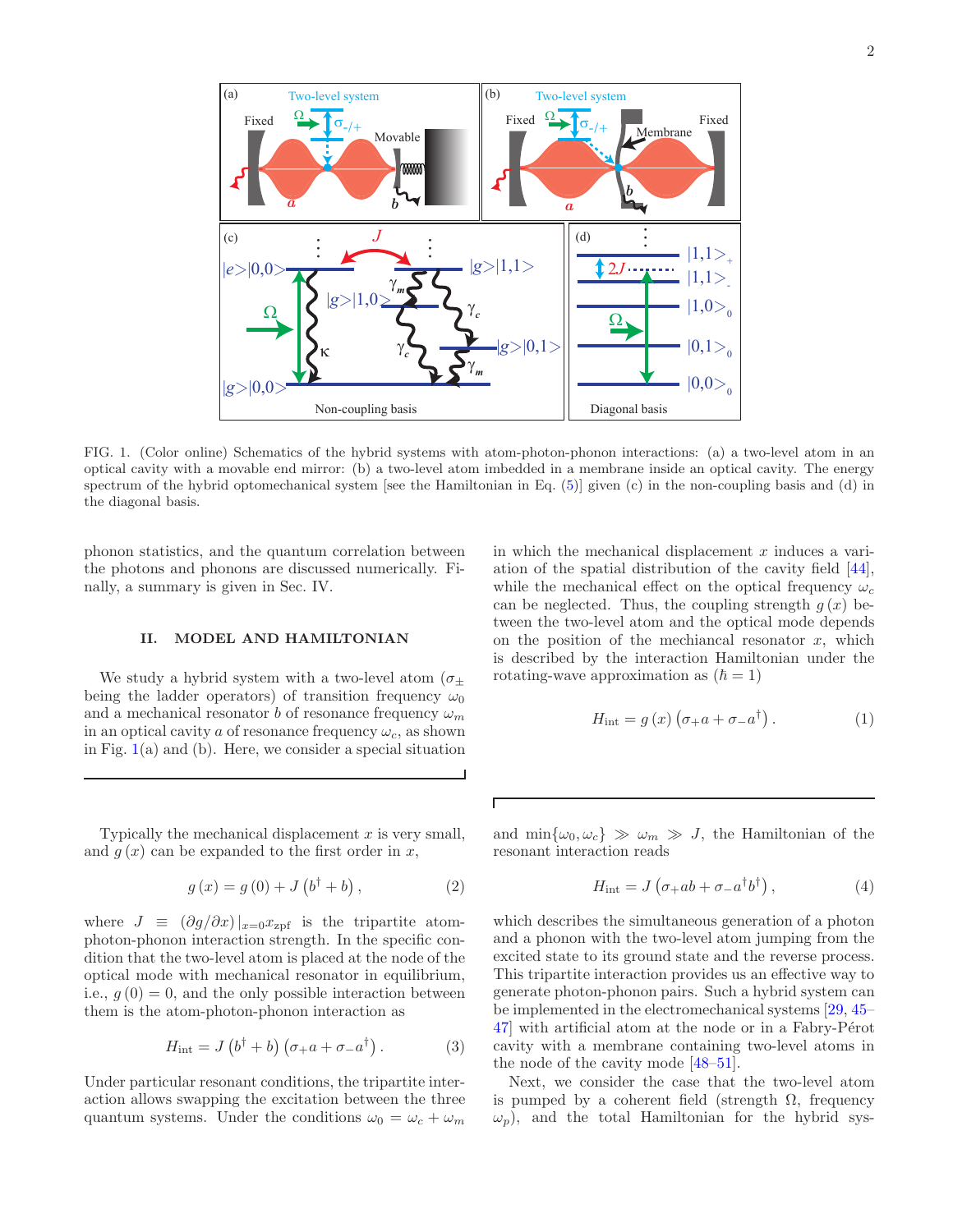FIG. 1. (Color online) Schematics of the hybrid systems with atom-photon-phonon interactions: (a) a two-level atom in an optical cavity with a movable end mirror: (b) a two-level atom imbedded in a membrane inside an optical cavity. The energy spectrum of the hybrid optomechanical system [see the Hamiltonian in Eq. (5)] given (c) in the non-coupling basis and (d) in the diagonal basis.

phonon statistics, and the quantum correlation between the photons and phonons are discussed numerically. Finally, a summary is given in Sec. IV.

## II. MODEL AND HAMILTONIAN

We study a hybrid system with a two-level atom ($\sigma_{\pm}$ being the ladder operators) of transition frequency $\omega_0$ and a mechanical resonator $b$ of resonance frequency $\omega_m$ in an optical cavity $a$ of resonance frequency $\omega_c$, as shown in Fig. 1(a) and (b). Here, we consider a special situation in which the mechanical displacement $x$ induces a variation of the spatial distribution of the cavity field [44], while the mechanical effect on the optical frequency $\omega_c$ can be neglected. Thus, the coupling strength $g(x)$ between the two-level atom and the optical mode depends on the position of the mechiancal resonator $x$, which is described by the interaction Hamiltonian under the rotating-wave approximation as ($\hbar = 1$)

$$H_{\text{int}} = g(x)\left(\sigma_+ a + \sigma_- a^\dagger\right). \quad (1)$$

Typically the mechanical displacement $x$ is very small, and $g(x)$ can be expanded to the first order in $x$,

$$g(x) = g(0) + J\left(b^\dagger + b\right), \quad (2)$$

where $J \equiv (\partial g/\partial x)|_{x=0} x_{\text{zpf}}$ is the tripartite atom-photon-phonon interaction strength. In the specific condition that the two-level atom is placed at the node of the optical mode with mechanical resonator in equilibrium, i.e., $g(0) = 0$, and the only possible interaction between them is the atom-photon-phonon interaction as

$$H_{\text{int}} = J\left(b^\dagger + b\right)\left(\sigma_+ a + \sigma_- a^\dagger\right). \quad (3)$$

Under particular resonant conditions, the tripartite interaction allows swapping the excitation between the three quantum systems. Under the conditions $\omega_0 = \omega_c + \omega_m$ and $\min\{\omega_0, \omega_c\} \gg \omega_m \gg J$, the Hamiltonian of the resonant interaction reads

$$H_{\text{int}} = J\left(\sigma_+ ab + \sigma_- a^\dagger b^\dagger\right), \quad (4)$$

which describes the simultaneous generation of a photon and a phonon with the two-level atom jumping from the excited state to its ground state and the reverse process. This tripartite interaction provides us an effective way to generate photon-phonon pairs. Such a hybrid system can be implemented in the electromechanical systems [29, 45–47] with artificial atom at the node or in a Fabry-Pérot cavity with a membrane containing two-level atoms in the node of the cavity mode [48–51].

Next, we consider the case that the two-level atom is pumped by a coherent field (strength $\Omega$, frequency $\omega_p$), and the total Hamiltonian for the hybrid sys-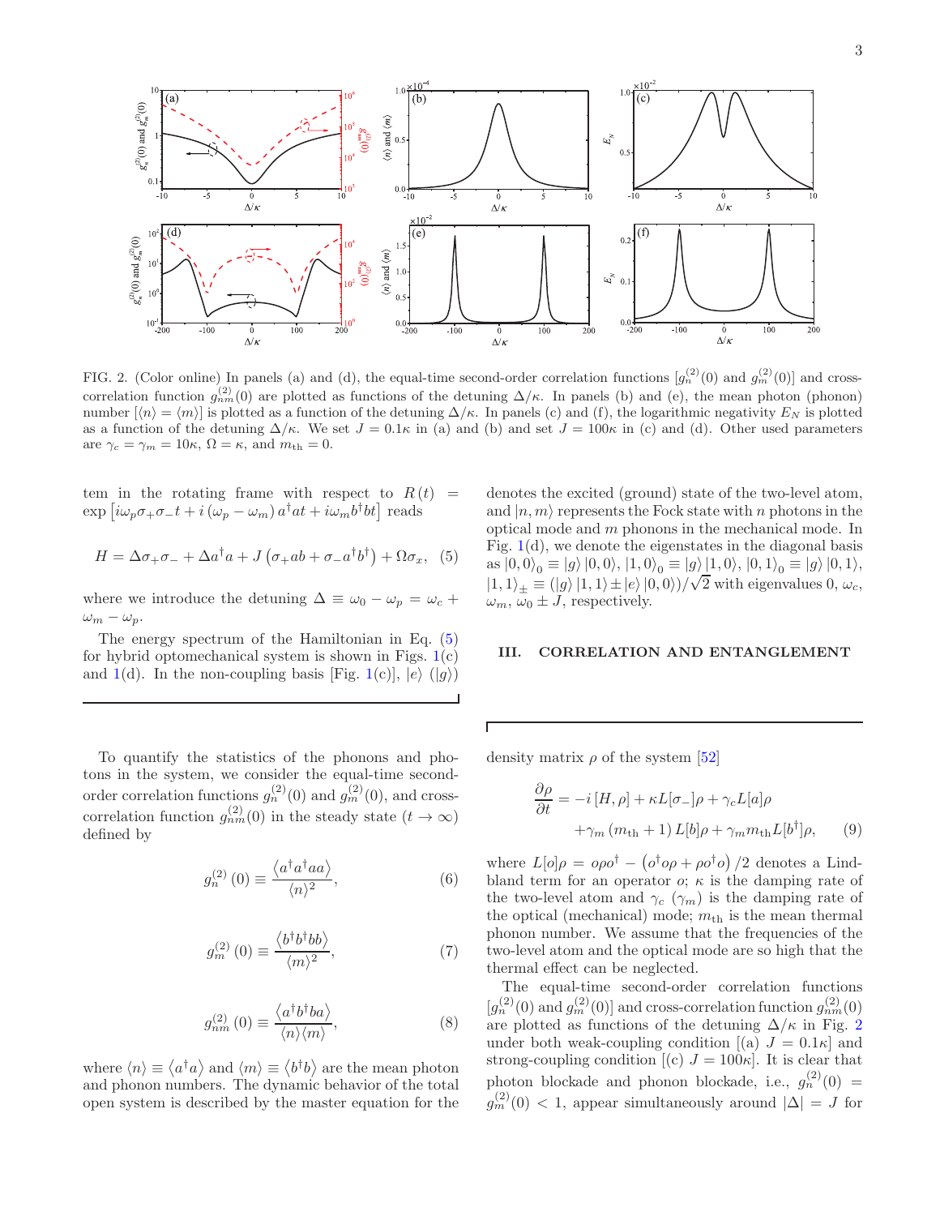FIG. 2. (Color online) In panels (a) and (d), the equal-time second-order correlation functions [$g_n^{(2)}(0)$ and $g_m^{(2)}(0)$] and cross-correlation function $g_{nm}^{(2)}(0)$ are plotted as functions of the detuning $\Delta/\kappa$. In panels (b) and (e), the mean photon (phonon) number [$\langle n\rangle = \langle m\rangle$] is plotted as a function of the detuning $\Delta/\kappa$. In panels (c) and (f), the logarithmic negativity $E_N$ is plotted as a function of the detuning $\Delta/\kappa$. We set $J = 0.1\kappa$ in (a) and (b) and set $J = 100\kappa$ in (c) and (d). Other used parameters are $\gamma_c = \gamma_m = 10\kappa$, $\Omega = \kappa$, and $m_{\rm th} = 0$.

tem in the rotating frame with respect to $R(t) = \exp\left[i\omega_p\sigma_+\sigma_- t + i(\omega_p - \omega_m)a^\dagger a t + i\omega_m b^\dagger b t\right]$ reads

$$H = \Delta\sigma_+\sigma_- + \Delta a^\dagger a + J\left(\sigma_+ ab + \sigma_- a^\dagger b^\dagger\right) + \Omega\sigma_x, \quad (5)$$

where we introduce the detuning $\Delta \equiv \omega_0 - \omega_p = \omega_c + \omega_m - \omega_p$.

The energy spectrum of the Hamiltonian in Eq. (5) for hybrid optomechanical system is shown in Figs. 1(c) and 1(d). In the non-coupling basis [Fig. 1(c)], $|e\rangle$ ($|g\rangle$) denotes the excited (ground) state of the two-level atom, and $|n, m\rangle$ represents the Fock state with $n$ photons in the optical mode and $m$ phonons in the mechanical mode. In Fig. 1(d), we denote the eigenstates in the diagonal basis as $|0,0\rangle_0 \equiv |g\rangle|0,0\rangle$, $|1,0\rangle_0 \equiv |g\rangle|1,0\rangle$, $|0,1\rangle_0 \equiv |g\rangle|0,1\rangle$, $|1,1\rangle_\pm \equiv (|g\rangle|1,1\rangle \pm |e\rangle|0,0\rangle)/\sqrt{2}$ with eigenvalues $0$, $\omega_c$, $\omega_m$, $\omega_0 \pm J$, respectively.

## III. CORRELATION AND ENTANGLEMENT

To quantify the statistics of the phonons and photons in the system, we consider the equal-time second-order correlation functions $g_n^{(2)}(0)$ and $g_m^{(2)}(0)$, and cross-correlation function $g_{nm}^{(2)}(0)$ in the steady state ($t \to \infty$) defined by

$$g_n^{(2)}(0) \equiv \frac{\langle a^\dagger a^\dagger a a\rangle}{\langle n\rangle^2}, \quad (6)$$

$$g_m^{(2)}(0) \equiv \frac{\langle b^\dagger b^\dagger b b\rangle}{\langle m\rangle^2}, \quad (7)$$

$$g_{nm}^{(2)}(0) \equiv \frac{\langle a^\dagger b^\dagger b a\rangle}{\langle n\rangle\langle m\rangle}, \quad (8)$$

where $\langle n\rangle \equiv \langle a^\dagger a\rangle$ and $\langle m\rangle \equiv \langle b^\dagger b\rangle$ are the mean photon and phonon numbers. The dynamic behavior of the total open system is described by the master equation for the density matrix $\rho$ of the system [52]

$$\begin{aligned}\frac{\partial\rho}{\partial t} = &-i[H,\rho] + \kappa L[\sigma_-]\rho + \gamma_c L[a]\rho \\ &+ \gamma_m(m_{\rm th}+1)L[b]\rho + \gamma_m m_{\rm th} L[b^\dagger]\rho, \end{aligned}\quad (9)$$

where $L[o]\rho = o\rho o^\dagger - \left(o^\dagger o\rho + \rho o^\dagger o\right)/2$ denotes a Lindbland term for an operator $o$; $\kappa$ is the damping rate of the two-level atom and $\gamma_c$ ($\gamma_m$) is the damping rate of the optical (mechanical) mode; $m_{\rm th}$ is the mean thermal phonon number. We assume that the frequencies of the two-level atom and the optical mode are so high that the thermal effect can be neglected.

The equal-time second-order correlation functions [$g_n^{(2)}(0)$ and $g_m^{(2)}(0)$] and cross-correlation function $g_{nm}^{(2)}(0)$ are plotted as functions of the detuning $\Delta/\kappa$ in Fig. 2 under both weak-coupling condition [(a) $J = 0.1\kappa$] and strong-coupling condition [(c) $J = 100\kappa$]. It is clear that photon blockade and phonon blockade, i.e., $g_n^{(2)}(0) = g_m^{(2)}(0) < 1$, appear simultaneously around $|\Delta| = J$ for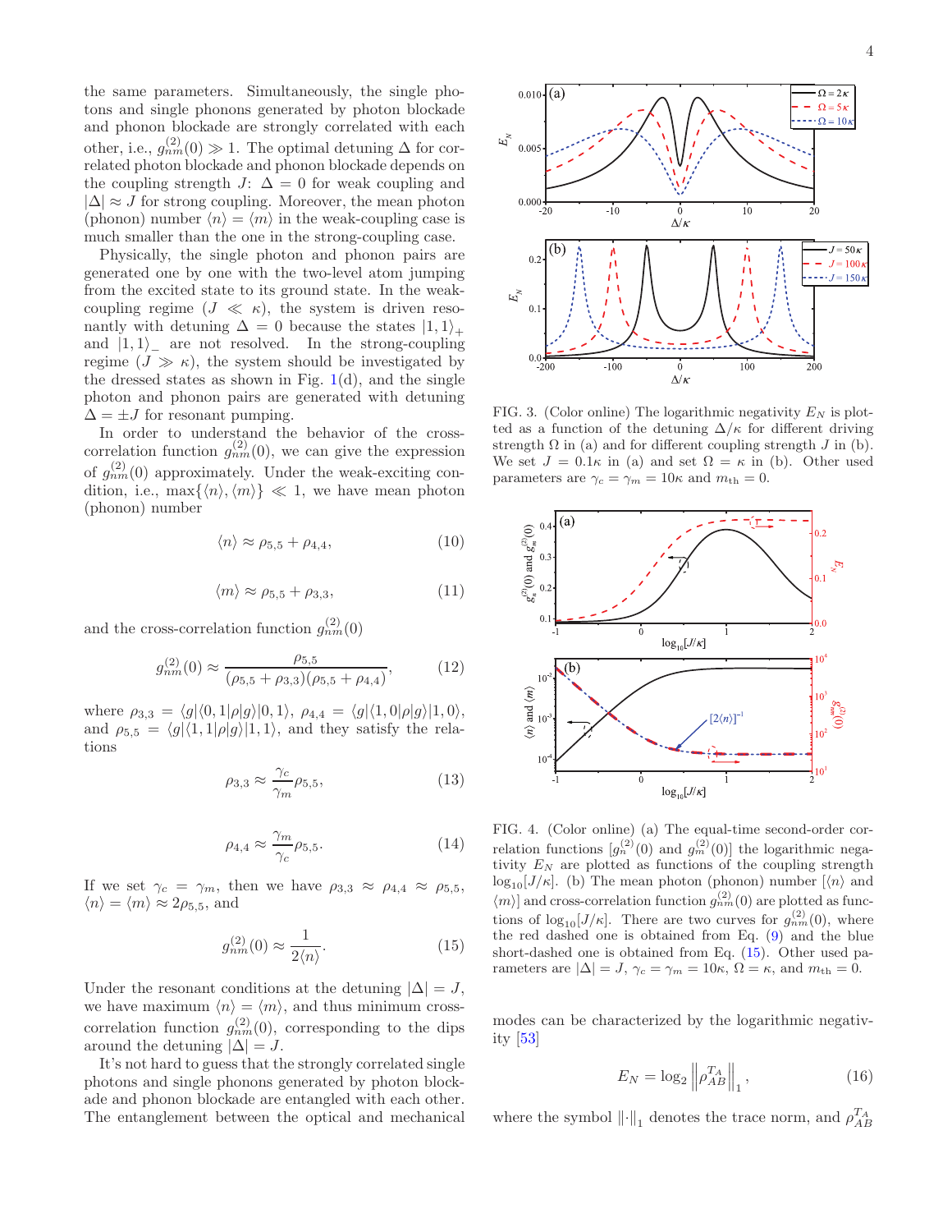the same parameters. Simultaneously, the single photons and single phonons generated by photon blockade and phonon blockade are strongly correlated with each other, i.e., $g_{nm}^{(2)}(0) \gg 1$. The optimal detuning $\Delta$ for correlated photon blockade and phonon blockade depends on the coupling strength $J$: $\Delta = 0$ for weak coupling and $|\Delta| \approx J$ for strong coupling. Moreover, the mean photon (phonon) number $\langle n \rangle = \langle m \rangle$ in the weak-coupling case is much smaller than the one in the strong-coupling case.

Physically, the single photon and phonon pairs are generated one by one with the two-level atom jumping from the excited state to its ground state. In the weak-coupling regime ($J \ll \kappa$), the system is driven resonantly with detuning $\Delta = 0$ because the states $|1,1\rangle_+$ and $|1,1\rangle_-$ are not resolved. In the strong-coupling regime ($J \gg \kappa$), the system should be investigated by the dressed states as shown in Fig. 1(d), and the single photon and phonon pairs are generated with detuning $\Delta = \pm J$ for resonant pumping.

In order to understand the behavior of the cross-correlation function $g_{nm}^{(2)}(0)$, we can give the expression of $g_{nm}^{(2)}(0)$ approximately. Under the weak-exciting condition, i.e., $\max\{\langle n \rangle, \langle m \rangle\} \ll 1$, we have mean photon (phonon) number

$$\langle n \rangle \approx \rho_{5,5} + \rho_{4,4}, \tag{10}$$

$$\langle m \rangle \approx \rho_{5,5} + \rho_{3,3}, \tag{11}$$

and the cross-correlation function $g_{nm}^{(2)}(0)$

$$g_{nm}^{(2)}(0) \approx \frac{\rho_{5,5}}{(\rho_{5,5} + \rho_{3,3})(\rho_{5,5} + \rho_{4,4})}, \tag{12}$$

where $\rho_{3,3} = \langle g|\langle 0,1|\rho|g\rangle|0,1\rangle$, $\rho_{4,4} = \langle g|\langle 1,0|\rho|g\rangle|1,0\rangle$, and $\rho_{5,5} = \langle g|\langle 1,1|\rho|g\rangle|1,1\rangle$, and they satisfy the relations

$$\rho_{3,3} \approx \frac{\gamma_c}{\gamma_m}\rho_{5,5}, \tag{13}$$

$$\rho_{4,4} \approx \frac{\gamma_m}{\gamma_c}\rho_{5,5}. \tag{14}$$

If we set $\gamma_c = \gamma_m$, then we have $\rho_{3,3} \approx \rho_{4,4} \approx \rho_{5,5}$, $\langle n \rangle = \langle m \rangle \approx 2\rho_{5,5}$, and

$$g_{nm}^{(2)}(0) \approx \frac{1}{2\langle n \rangle}. \tag{15}$$

Under the resonant conditions at the detuning $|\Delta| = J$, we have maximum $\langle n \rangle = \langle m \rangle$, and thus minimum cross-correlation function $g_{nm}^{(2)}(0)$, corresponding to the dips around the detuning $|\Delta| = J$.

It's not hard to guess that the strongly correlated single photons and single phonons generated by photon blockade and phonon blockade are entangled with each other. The entanglement between the optical and mechanical modes can be characterized by the logarithmic negativity [53]

$$E_N = \log_2 \left\| \rho_{AB}^{T_A} \right\|_1, \tag{16}$$

where the symbol $\|\cdot\|_1$ denotes the trace norm, and $\rho_{AB}^{T_A}$

FIG. 3. (Color online) The logarithmic negativity $E_N$ is plotted as a function of the detuning $\Delta/\kappa$ for different driving strength $\Omega$ in (a) and for different coupling strength $J$ in (b). We set $J = 0.1\kappa$ in (a) and set $\Omega = \kappa$ in (b). Other used parameters are $\gamma_c = \gamma_m = 10\kappa$ and $m_{\rm th} = 0$.

FIG. 4. (Color online) (a) The equal-time second-order correlation functions [$g_n^{(2)}(0)$ and $g_m^{(2)}(0)$] the logarithmic negativity $E_N$ are plotted as functions of the coupling strength $\log_{10}[J/\kappa]$. (b) The mean photon (phonon) number [$\langle n \rangle$ and $\langle m \rangle$] and cross-correlation function $g_{nm}^{(2)}(0)$ are plotted as functions of $\log_{10}[J/\kappa]$. There are two curves for $g_{nm}^{(2)}(0)$, where the red dashed one is obtained from Eq. (9) and the blue short-dashed one is obtained from Eq. (15). Other used parameters are $|\Delta| = J$, $\gamma_c = \gamma_m = 10\kappa$, $\Omega = \kappa$, and $m_{\rm th} = 0$.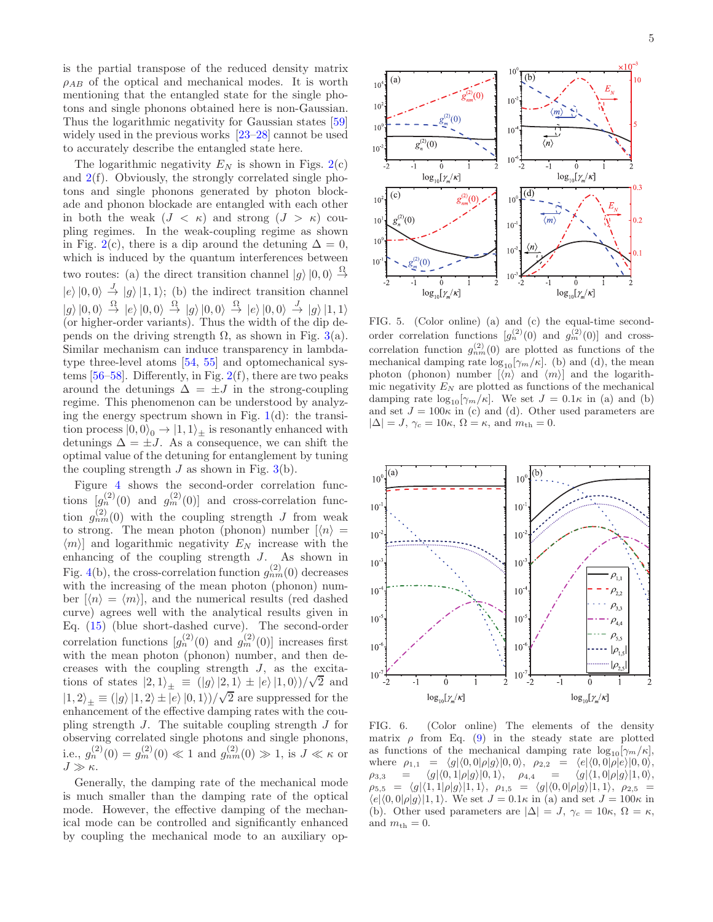is the partial transpose of the reduced density matrix $\rho_{AB}$ of the optical and mechanical modes. It is worth mentioning that the entangled state for the single photons and single phonons obtained here is non-Gaussian. Thus the logarithmic negativity for Gaussian states [59] widely used in the previous works [23–28] cannot be used to accurately describe the entangled state here.

The logarithmic negativity $E_N$ is shown in Figs. 2(c) and 2(f). Obviously, the strongly correlated single photons and single phonons generated by photon blockade and phonon blockade are entangled with each other in both the weak ($J < \kappa$) and strong ($J > \kappa$) coupling regimes. In the weak-coupling regime as shown in Fig. 2(c), there is a dip around the detuning $\Delta = 0$, which is induced by the quantum interferences between two routes: (a) the direct transition channel $|g\rangle|0,0\rangle \xrightarrow{\Omega} |e\rangle|0,0\rangle \xrightarrow{J} |g\rangle|1,1\rangle$; (b) the indirect transition channel $|g\rangle|0,0\rangle \xrightarrow{\Omega} |e\rangle|0,0\rangle \xrightarrow{\Omega} |g\rangle|0,0\rangle \xrightarrow{\Omega} |e\rangle|0,0\rangle \xrightarrow{J} |g\rangle|1,1\rangle$ (or higher-order variants). Thus the width of the dip depends on the driving strength $\Omega$, as shown in Fig. 3(a). Similar mechanism can induce transparency in lambda-type three-level atoms [54, 55] and optomechanical systems [56–58]. Differently, in Fig. 2(f), there are two peaks around the detunings $\Delta = \pm J$ in the strong-coupling regime. This phenomenon can be understood by analyzing the energy spectrum shown in Fig. 1(d): the transition process $|0,0\rangle_0 \to |1,1\rangle_\pm$ is resonantly enhanced with detunings $\Delta = \pm J$. As a consequence, we can shift the optimal value of the detuning for entanglement by tuning the coupling strength $J$ as shown in Fig. 3(b).

Figure 4 shows the second-order correlation functions [$g_n^{(2)}(0)$ and $g_m^{(2)}(0)$] and cross-correlation function $g_{nm}^{(2)}(0)$ with the coupling strength $J$ from weak to strong. The mean photon (phonon) number [$\langle n\rangle = \langle m\rangle$] and logarithmic negativity $E_N$ increase with the enhancing of the coupling strength $J$. As shown in Fig. 4(b), the cross-correlation function $g_{nm}^{(2)}(0)$ decreases with the increasing of the mean photon (phonon) number [$\langle n\rangle = \langle m\rangle$], and the numerical results (red dashed curve) agrees well with the analytical results given in Eq. (15) (blue short-dashed curve). The second-order correlation functions [$g_n^{(2)}(0)$ and $g_m^{(2)}(0)$] increases first with the mean photon (phonon) number, and then decreases with the coupling strength $J$, as the excitations of states $|2,1\rangle_\pm \equiv (|g\rangle|2,1\rangle \pm |e\rangle|1,0\rangle)/\sqrt{2}$ and $|1,2\rangle_\pm \equiv (|g\rangle|1,2\rangle \pm |e\rangle|0,1\rangle)/\sqrt{2}$ are suppressed for the enhancement of the effective damping rates with the coupling strength $J$. The suitable coupling strength $J$ for observing correlated single photons and single phonons, i.e., $g_n^{(2)}(0) = g_m^{(2)}(0) \ll 1$ and $g_{nm}^{(2)}(0) \gg 1$, is $J \ll \kappa$ or $J \gg \kappa$.

Generally, the damping rate of the mechanical mode is much smaller than the damping rate of the optical mode. However, the effective damping of the mechanical mode can be controlled and significantly enhanced by coupling the mechanical mode to an auxiliary op-

FIG. 5. (Color online) (a) and (c) the equal-time second-order correlation functions [$g_n^{(2)}(0)$ and $g_m^{(2)}(0)$] and cross-correlation function $g_{nm}^{(2)}(0)$ are plotted as functions of the mechanical damping rate $\log_{10}[\gamma_m/\kappa]$. (b) and (d), the mean photon (phonon) number [$\langle n\rangle$ and $\langle m\rangle$] and the logarithmic negativity $E_N$ are plotted as functions of the mechanical damping rate $\log_{10}[\gamma_m/\kappa]$. We set $J = 0.1\kappa$ in (a) and (b) and set $J = 100\kappa$ in (c) and (d). Other used parameters are $|\Delta| = J$, $\gamma_c = 10\kappa$, $\Omega = \kappa$, and $m_{\rm th} = 0$.

FIG. 6. (Color online) The elements of the density matrix $\rho$ from Eq. (9) in the steady state are plotted as functions of the mechanical damping rate $\log_{10}[\gamma_m/\kappa]$, where $\rho_{1,1} = \langle g|\langle 0,0|\rho|g\rangle|0,0\rangle$, $\rho_{2,2} = \langle e|\langle 0,0|\rho|e\rangle|0,0\rangle$, $\rho_{3,3} = \langle g|\langle 0,1|\rho|g\rangle|0,1\rangle$, $\rho_{4,4} = \langle g|\langle 1,0|\rho|g\rangle|1,0\rangle$, $\rho_{5,5} = \langle g|\langle 1,1|\rho|g\rangle|1,1\rangle$, $\rho_{1,5} = \langle g|\langle 0,0|\rho|g\rangle|1,1\rangle$, $\rho_{2,5} = \langle e|\langle 0,0|\rho|g\rangle|1,1\rangle$. We set $J = 0.1\kappa$ in (a) and set $J = 100\kappa$ in (b). Other used parameters are $|\Delta| = J$, $\gamma_c = 10\kappa$, $\Omega = \kappa$, and $m_{\rm th} = 0$.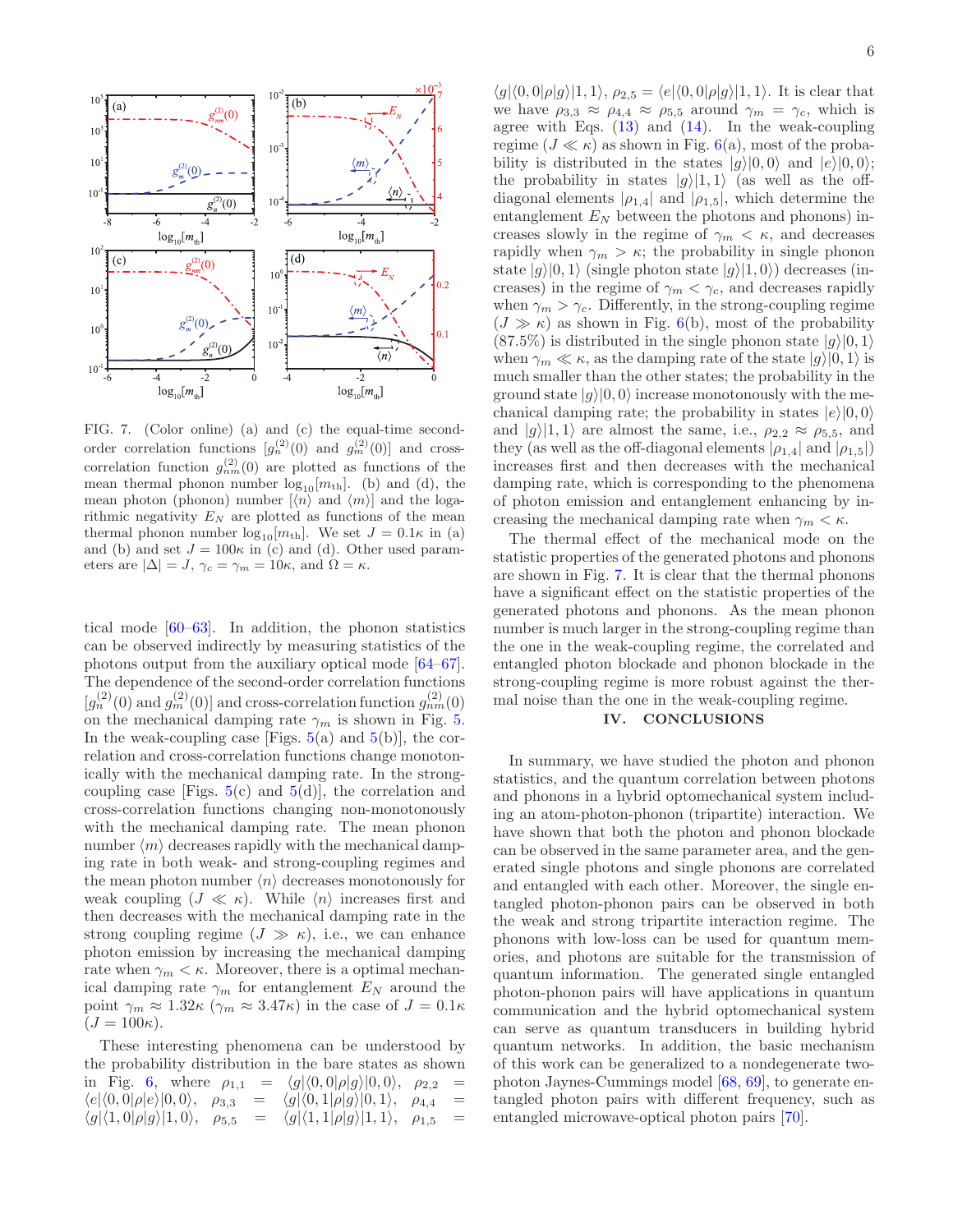FIG. 7. (Color online) (a) and (c) the equal-time second-order correlation functions [$g_n^{(2)}(0)$ and $g_m^{(2)}(0)$] and cross-correlation function $g_{nm}^{(2)}(0)$ are plotted as functions of the mean thermal phonon number $\log_{10}[m_{\rm th}]$. (b) and (d), the mean photon (phonon) number [$\langle n\rangle$ and $\langle m\rangle$] and the logarithmic negativity $E_N$ are plotted as functions of the mean thermal phonon number $\log_{10}[m_{\rm th}]$. We set $J = 0.1\kappa$ in (a) and (b) and set $J = 100\kappa$ in (c) and (d). Other used parameters are $|\Delta| = J$, $\gamma_c = \gamma_m = 10\kappa$, and $\Omega = \kappa$.

tical mode [60–63]. In addition, the phonon statistics can be observed indirectly by measuring statistics of the photons output from the auxiliary optical mode [64–67]. The dependence of the second-order correlation functions [$g_n^{(2)}(0)$ and $g_m^{(2)}(0)$] and cross-correlation function $g_{nm}^{(2)}(0)$ on the mechanical damping rate $\gamma_m$ is shown in Fig. 5. In the weak-coupling case [Figs. 5(a) and 5(b)], the correlation and cross-correlation functions change monotonically with the mechanical damping rate. In the strong-coupling case [Figs. 5(c) and 5(d)], the correlation and cross-correlation functions changing non-monotonously with the mechanical damping rate. The mean phonon number $\langle m\rangle$ decreases rapidly with the mechanical damping rate in both weak- and strong-coupling regimes and the mean photon number $\langle n\rangle$ decreases monotonously for weak coupling ($J \ll \kappa$). While $\langle n\rangle$ increases first and then decreases with the mechanical damping rate in the strong coupling regime ($J \gg \kappa$), i.e., we can enhance photon emission by increasing the mechanical damping rate when $\gamma_m < \kappa$. Moreover, there is a optimal mechanical damping rate $\gamma_m$ for entanglement $E_N$ around the point $\gamma_m \approx 1.32\kappa$ ($\gamma_m \approx 3.47\kappa$) in the case of $J = 0.1\kappa$ ($J = 100\kappa$).

These interesting phenomena can be understood by the probability distribution in the bare states as shown in Fig. 6, where $\rho_{1,1} = \langle g|\langle 0,0|\rho|g\rangle|0,0\rangle$, $\rho_{2,2} = \langle e|\langle 0,0|\rho|e\rangle|0,0\rangle$, $\rho_{3,3} = \langle g|\langle 0,1|\rho|g\rangle|0,1\rangle$, $\rho_{4,4} = \langle g|\langle 1,0|\rho|g\rangle|1,0\rangle$, $\rho_{5,5} = \langle g|\langle 1,1|\rho|g\rangle|1,1\rangle$, $\rho_{1,5} = \langle g|\langle 0,0|\rho|g\rangle|1,1\rangle$, $\rho_{2,5} = \langle e|\langle 0,0|\rho|g\rangle|1,1\rangle$. It is clear that we have $\rho_{3,3} \approx \rho_{4,4} \approx \rho_{5,5}$ around $\gamma_m = \gamma_c$, which is agree with Eqs. (13) and (14). In the weak-coupling regime ($J \ll \kappa$) as shown in Fig. 6(a), most of the probability is distributed in the states $|g\rangle|0,0\rangle$ and $|e\rangle|0,0\rangle$; the probability in states $|g\rangle|1,1\rangle$ (as well as the off-diagonal elements $|\rho_{1,4}|$ and $|\rho_{1,5}|$, which determine the entanglement $E_N$ between the photons and phonons) increases slowly in the regime of $\gamma_m < \kappa$, and decreases rapidly when $\gamma_m > \kappa$; the probability in single phonon state $|g\rangle|0,1\rangle$ (single photon state $|g\rangle|1,0\rangle$) decreases (increases) in the regime of $\gamma_m < \gamma_c$, and decreases rapidly when $\gamma_m > \gamma_c$. Differently, in the strong-coupling regime ($J \gg \kappa$) as shown in Fig. 6(b), most of the probability (87.5%) is distributed in the single phonon state $|g\rangle|0,1\rangle$ when $\gamma_m \ll \kappa$, as the damping rate of the state $|g\rangle|0,1\rangle$ is much smaller than the other states; the probability in the ground state $|g\rangle|0,0\rangle$ increase monotonically with the mechanical damping rate; the probability in states $|e\rangle|0,0\rangle$ and $|g\rangle|1,1\rangle$ are almost the same, i.e., $\rho_{2,2} \approx \rho_{5,5}$, and they (as well as the off-diagonal elements $|\rho_{1,4}|$ and $|\rho_{1,5}|$) increases first and then decreases with the mechanical damping rate, which is corresponding to the phenomena of photon emission and entanglement enhancing by increasing the mechanical damping rate when $\gamma_m < \kappa$.

The thermal effect of the mechanical mode on the statistic properties of the generated photons and phonons are shown in Fig. 7. It is clear that the thermal phonons have a significant effect on the statistic properties of the generated photons and phonons. As the mean phonon number is much larger in the strong-coupling regime than the one in the weak-coupling regime, the correlated and entangled photon blockade and phonon blockade in the strong-coupling regime is more robust against the thermal noise than the one in the weak-coupling regime.

## IV. CONCLUSIONS

In summary, we have studied the photon and phonon statistics, and the quantum correlation between photons and phonons in a hybrid optomechanical system including an atom-photon-phonon (tripartite) interaction. We have shown that both the photon and phonon blockade can be observed in the same parameter area, and the generated single photons and single phonons are correlated and entangled with each other. Moreover, the single entangled photon-phonon pairs can be observed in both the weak and strong tripartite interaction regime. The phonons with low-loss can be used for quantum memories, and photons are suitable for the transmission of quantum information. The generated single entangled photon-phonon pairs will have applications in quantum communication and the hybrid optomechanical system can serve as quantum transducers in building hybrid quantum networks. In addition, the basic mechanism of this work can be generalized to a nondegenerate two-photon Jaynes-Cummings model [68, 69], to generate entangled photon pairs with different frequency, such as entangled microwave-optical photon pairs [70].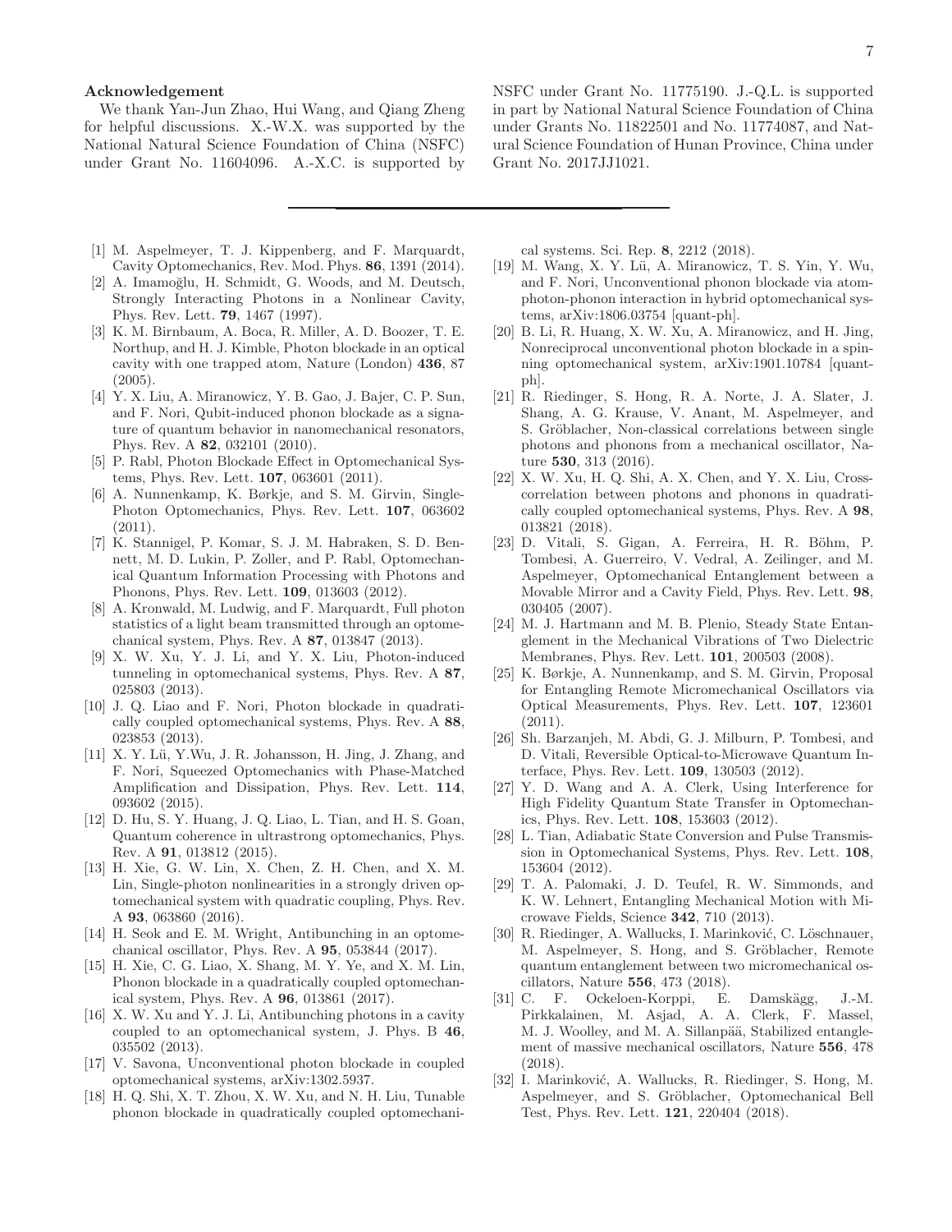### Acknowledgement

We thank Yan-Jun Zhao, Hui Wang, and Qiang Zheng for helpful discussions. X.-W.X. was supported by the National Natural Science Foundation of China (NSFC) under Grant No. 11604096. A.-X.C. is supported by NSFC under Grant No. 11775190. J.-Q.L. is supported in part by National Natural Science Foundation of China under Grants No. 11822501 and No. 11774087, and Natural Science Foundation of Hunan Province, China under Grant No. 2017JJ1021.

---

[1] M. Aspelmeyer, T. J. Kippenberg, and F. Marquardt, Cavity Optomechanics, Rev. Mod. Phys. **86**, 1391 (2014).

[2] A. Imamoğlu, H. Schmidt, G. Woods, and M. Deutsch, Strongly Interacting Photons in a Nonlinear Cavity, Phys. Rev. Lett. **79**, 1467 (1997).

[3] K. M. Birnbaum, A. Boca, R. Miller, A. D. Boozer, T. E. Northup, and H. J. Kimble, Photon blockade in an optical cavity with one trapped atom, Nature (London) **436**, 87 (2005).

[4] Y. X. Liu, A. Miranowicz, Y. B. Gao, J. Bajer, C. P. Sun, and F. Nori, Qubit-induced phonon blockade as a signature of quantum behavior in nanomechanical resonators, Phys. Rev. A **82**, 032101 (2010).

[5] P. Rabl, Photon Blockade Effect in Optomechanical Systems, Phys. Rev. Lett. **107**, 063601 (2011).

[6] A. Nunnenkamp, K. Børkje, and S. M. Girvin, Single-Photon Optomechanics, Phys. Rev. Lett. **107**, 063602 (2011).

[7] K. Stannigel, P. Komar, S. J. M. Habraken, S. D. Bennett, M. D. Lukin, P. Zoller, and P. Rabl, Optomechanical Quantum Information Processing with Photons and Phonons, Phys. Rev. Lett. **109**, 013603 (2012).

[8] A. Kronwald, M. Ludwig, and F. Marquardt, Full photon statistics of a light beam transmitted through an optomechanical system, Phys. Rev. A **87**, 013847 (2013).

[9] X. W. Xu, Y. J. Li, and Y. X. Liu, Photon-induced tunneling in optomechanical systems, Phys. Rev. A **87**, 025803 (2013).

[10] J. Q. Liao and F. Nori, Photon blockade in quadratically coupled optomechanical systems, Phys. Rev. A **88**, 023853 (2013).

[11] X. Y. Lü, Y.Wu, J. R. Johansson, H. Jing, J. Zhang, and F. Nori, Squeezed Optomechanics with Phase-Matched Amplification and Dissipation, Phys. Rev. Lett. **114**, 093602 (2015).

[12] D. Hu, S. Y. Huang, J. Q. Liao, L. Tian, and H. S. Goan, Quantum coherence in ultrastrong optomechanics, Phys. Rev. A **91**, 013812 (2015).

[13] H. Xie, G. W. Lin, X. Chen, Z. H. Chen, and X. M. Lin, Single-photon nonlinearities in a strongly driven optomechanical system with quadratic coupling, Phys. Rev. A **93**, 063860 (2016).

[14] H. Seok and E. M. Wright, Antibunching in an optomechanical oscillator, Phys. Rev. A **95**, 053844 (2017).

[15] H. Xie, C. G. Liao, X. Shang, M. Y. Ye, and X. M. Lin, Phonon blockade in a quadratically coupled optomechanical system, Phys. Rev. A **96**, 013861 (2017).

[16] X. W. Xu and Y. J. Li, Antibunching photons in a cavity coupled to an optomechanical system, J. Phys. B **46**, 035502 (2013).

[17] V. Savona, Unconventional photon blockade in coupled optomechanical systems, arXiv:1302.5937.

[18] H. Q. Shi, X. T. Zhou, X. W. Xu, and N. H. Liu, Tunable phonon blockade in quadratically coupled optomechanical systems. Sci. Rep. **8**, 2212 (2018).

[19] M. Wang, X. Y. Lü, A. Miranowicz, T. S. Yin, Y. Wu, and F. Nori, Unconventional phonon blockade via atom-photon-phonon interaction in hybrid optomechanical systems, arXiv:1806.03754 [quant-ph].

[20] B. Li, R. Huang, X. W. Xu, A. Miranowicz, and H. Jing, Nonreciprocal unconventional photon blockade in a spinning optomechanical system, arXiv:1901.10784 [quant-ph].

[21] R. Riedinger, S. Hong, R. A. Norte, J. A. Slater, J. Shang, A. G. Krause, V. Anant, M. Aspelmeyer, and S. Gröblacher, Non-classical correlations between single photons and phonons from a mechanical oscillator, Nature **530**, 313 (2016).

[22] X. W. Xu, H. Q. Shi, A. X. Chen, and Y. X. Liu, Cross-correlation between photons and phonons in quadratically coupled optomechanical systems, Phys. Rev. A **98**, 013821 (2018).

[23] D. Vitali, S. Gigan, A. Ferreira, H. R. Böhm, P. Tombesi, A. Guerreiro, V. Vedral, A. Zeilinger, and M. Aspelmeyer, Optomechanical Entanglement between a Movable Mirror and a Cavity Field, Phys. Rev. Lett. **98**, 030405 (2007).

[24] M. J. Hartmann and M. B. Plenio, Steady State Entanglement in the Mechanical Vibrations of Two Dielectric Membranes, Phys. Rev. Lett. **101**, 200503 (2008).

[25] K. Børkje, A. Nunnenkamp, and S. M. Girvin, Proposal for Entangling Remote Micromechanical Oscillators via Optical Measurements, Phys. Rev. Lett. **107**, 123601 (2011).

[26] Sh. Barzanjeh, M. Abdi, G. J. Milburn, P. Tombesi, and D. Vitali, Reversible Optical-to-Microwave Quantum Interface, Phys. Rev. Lett. **109**, 130503 (2012).

[27] Y. D. Wang and A. A. Clerk, Using Interference for High Fidelity Quantum State Transfer in Optomechanics, Phys. Rev. Lett. **108**, 153603 (2012).

[28] L. Tian, Adiabatic State Conversion and Pulse Transmission in Optomechanical Systems, Phys. Rev. Lett. **108**, 153604 (2012).

[29] T. A. Palomaki, J. D. Teufel, R. W. Simmonds, and K. W. Lehnert, Entangling Mechanical Motion with Microwave Fields, Science **342**, 710 (2013).

[30] R. Riedinger, A. Wallucks, I. Marinković, C. Löschnauer, M. Aspelmeyer, S. Hong, and S. Gröblacher, Remote quantum entanglement between two micromechanical oscillators, Nature **556**, 473 (2018).

[31] C. F. Ockeloen-Korppi, E. Damskägg, J.-M. Pirkkalainen, M. Asjad, A. A. Clerk, F. Massel, M. J. Woolley, and M. A. Sillanpää, Stabilized entanglement of massive mechanical oscillators, Nature **556**, 478 (2018).

[32] I. Marinković, A. Wallucks, R. Riedinger, S. Hong, M. Aspelmeyer, and S. Gröblacher, Optomechanical Bell Test, Phys. Rev. Lett. **121**, 220404 (2018).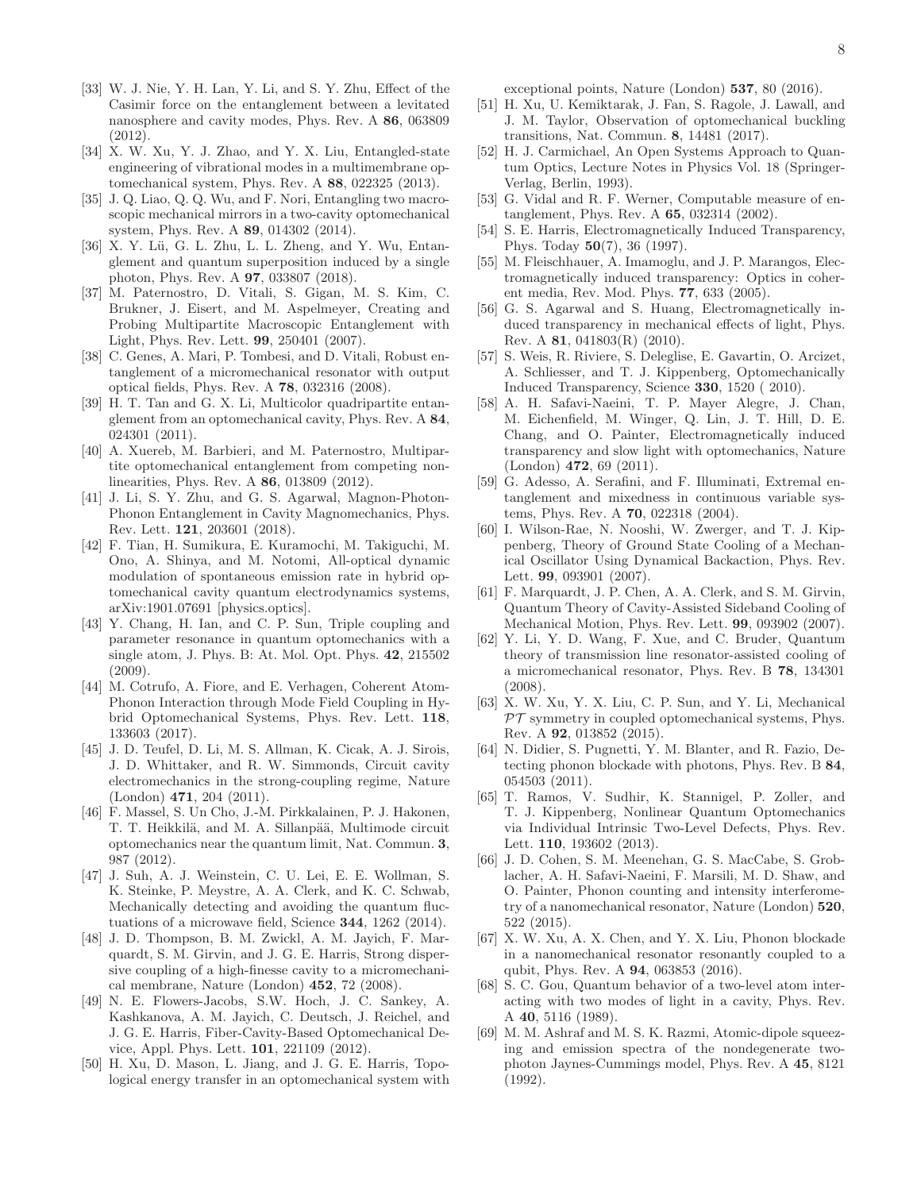[33] W. J. Nie, Y. H. Lan, Y. Li, and S. Y. Zhu, Effect of the Casimir force on the entanglement between a levitated nanosphere and cavity modes, Phys. Rev. A **86**, 063809 (2012).

[34] X. W. Xu, Y. J. Zhao, and Y. X. Liu, Entangled-state engineering of vibrational modes in a multimembrane optomechanical system, Phys. Rev. A **88**, 022325 (2013).

[35] J. Q. Liao, Q. Q. Wu, and F. Nori, Entangling two macroscopic mechanical mirrors in a two-cavity optomechanical system, Phys. Rev. A **89**, 014302 (2014).

[36] X. Y. Lü, G. L. Zhu, L. L. Zheng, and Y. Wu, Entanglement and quantum superposition induced by a single photon, Phys. Rev. A **97**, 033807 (2018).

[37] M. Paternostro, D. Vitali, S. Gigan, M. S. Kim, C. Brukner, J. Eisert, and M. Aspelmeyer, Creating and Probing Multipartite Macroscopic Entanglement with Light, Phys. Rev. Lett. **99**, 250401 (2007).

[38] C. Genes, A. Mari, P. Tombesi, and D. Vitali, Robust entanglement of a micromechanical resonator with output optical fields, Phys. Rev. A **78**, 032316 (2008).

[39] H. T. Tan and G. X. Li, Multicolor quadripartite entanglement from an optomechanical cavity, Phys. Rev. A **84**, 024301 (2011).

[40] A. Xuereb, M. Barbieri, and M. Paternostro, Multipartite optomechanical entanglement from competing nonlinearities, Phys. Rev. A **86**, 013809 (2012).

[41] J. Li, S. Y. Zhu, and G. S. Agarwal, Magnon-Photon-Phonon Entanglement in Cavity Magnomechanics, Phys. Rev. Lett. **121**, 203601 (2018).

[42] F. Tian, H. Sumikura, E. Kuramochi, M. Takiguchi, M. Ono, A. Shinya, and M. Notomi, All-optical dynamic modulation of spontaneous emission rate in hybrid optomechanical cavity quantum electrodynamics systems, arXiv:1901.07691 [physics.optics].

[43] Y. Chang, H. Ian, and C. P. Sun, Triple coupling and parameter resonance in quantum optomechanics with a single atom, J. Phys. B: At. Mol. Opt. Phys. **42**, 215502 (2009).

[44] M. Cotrufo, A. Fiore, and E. Verhagen, Coherent Atom-Phonon Interaction through Mode Field Coupling in Hybrid Optomechanical Systems, Phys. Rev. Lett. **118**, 133603 (2017).

[45] J. D. Teufel, D. Li, M. S. Allman, K. Cicak, A. J. Sirois, J. D. Whittaker, and R. W. Simmonds, Circuit cavity electromechanics in the strong-coupling regime, Nature (London) **471**, 204 (2011).

[46] F. Massel, S. Un Cho, J.-M. Pirkkalainen, P. J. Hakonen, T. T. Heikkilä, and M. A. Sillanpää, Multimode circuit optomechanics near the quantum limit, Nat. Commun. **3**, 987 (2012).

[47] J. Suh, A. J. Weinstein, C. U. Lei, E. E. Wollman, S. K. Steinke, P. Meystre, A. A. Clerk, and K. C. Schwab, Mechanically detecting and avoiding the quantum fluctuations of a microwave field, Science **344**, 1262 (2014).

[48] J. D. Thompson, B. M. Zwickl, A. M. Jayich, F. Marquardt, S. M. Girvin, and J. G. E. Harris, Strong dispersive coupling of a high-finesse cavity to a micromechanical membrane, Nature (London) **452**, 72 (2008).

[49] N. E. Flowers-Jacobs, S.W. Hoch, J. C. Sankey, A. Kashkanova, A. M. Jayich, C. Deutsch, J. Reichel, and J. G. E. Harris, Fiber-Cavity-Based Optomechanical Device, Appl. Phys. Lett. **101**, 221109 (2012).

[50] H. Xu, D. Mason, L. Jiang, and J. G. E. Harris, Topological energy transfer in an optomechanical system with exceptional points, Nature (London) **537**, 80 (2016).

[51] H. Xu, U. Kemiktarak, J. Fan, S. Ragole, J. Lawall, and J. M. Taylor, Observation of optomechanical buckling transitions, Nat. Commun. **8**, 14481 (2017).

[52] H. J. Carmichael, An Open Systems Approach to Quantum Optics, Lecture Notes in Physics Vol. 18 (Springer-Verlag, Berlin, 1993).

[53] G. Vidal and R. F. Werner, Computable measure of entanglement, Phys. Rev. A **65**, 032314 (2002).

[54] S. E. Harris, Electromagnetically Induced Transparency, Phys. Today **50**(7), 36 (1997).

[55] M. Fleischhauer, A. Imamoglu, and J. P. Marangos, Electromagnetically induced transparency: Optics in coherent media, Rev. Mod. Phys. **77**, 633 (2005).

[56] G. S. Agarwal and S. Huang, Electromagnetically induced transparency in mechanical effects of light, Phys. Rev. A **81**, 041803(R) (2010).

[57] S. Weis, R. Riviere, S. Deleglise, E. Gavartin, O. Arcizet, A. Schliesser, and T. J. Kippenberg, Optomechanically Induced Transparency, Science **330**, 1520 ( 2010).

[58] A. H. Safavi-Naeini, T. P. Mayer Alegre, J. Chan, M. Eichenfield, M. Winger, Q. Lin, J. T. Hill, D. E. Chang, and O. Painter, Electromagnetically induced transparency and slow light with optomechanics, Nature (London) **472**, 69 (2011).

[59] G. Adesso, A. Serafini, and F. Illuminati, Extremal entanglement and mixedness in continuous variable systems, Phys. Rev. A **70**, 022318 (2004).

[60] I. Wilson-Rae, N. Nooshi, W. Zwerger, and T. J. Kippenberg, Theory of Ground State Cooling of a Mechanical Oscillator Using Dynamical Backaction, Phys. Rev. Lett. **99**, 093901 (2007).

[61] F. Marquardt, J. P. Chen, A. A. Clerk, and S. M. Girvin, Quantum Theory of Cavity-Assisted Sideband Cooling of Mechanical Motion, Phys. Rev. Lett. **99**, 093902 (2007).

[62] Y. Li, Y. D. Wang, F. Xue, and C. Bruder, Quantum theory of transmission line resonator-assisted cooling of a micromechanical resonator, Phys. Rev. B **78**, 134301 (2008).

[63] X. W. Xu, Y. X. Liu, C. P. Sun, and Y. Li, Mechanical $\mathcal{PT}$ symmetry in coupled optomechanical systems, Phys. Rev. A **92**, 013852 (2015).

[64] N. Didier, S. Pugnetti, Y. M. Blanter, and R. Fazio, Detecting phonon blockade with photons, Phys. Rev. B **84**, 054503 (2011).

[65] T. Ramos, V. Sudhir, K. Stannigel, P. Zoller, and T. J. Kippenberg, Nonlinear Quantum Optomechanics via Individual Intrinsic Two-Level Defects, Phys. Rev. Lett. **110**, 193602 (2013).

[66] J. D. Cohen, S. M. Meenehan, G. S. MacCabe, S. Groblacher, A. H. Safavi-Naeini, F. Marsili, M. D. Shaw, and O. Painter, Phonon counting and intensity interferometry of a nanomechanical resonator, Nature (London) **520**, 522 (2015).

[67] X. W. Xu, A. X. Chen, and Y. X. Liu, Phonon blockade in a nanomechanical resonator resonantly coupled to a qubit, Phys. Rev. A **94**, 063853 (2016).

[68] S. C. Gou, Quantum behavior of a two-level atom interacting with two modes of light in a cavity, Phys. Rev. A **40**, 5116 (1989).

[69] M. M. Ashraf and M. S. K. Razmi, Atomic-dipole squeezing and emission spectra of the nondegenerate two-photon Jaynes-Cummings model, Phys. Rev. A **45**, 8121 (1992).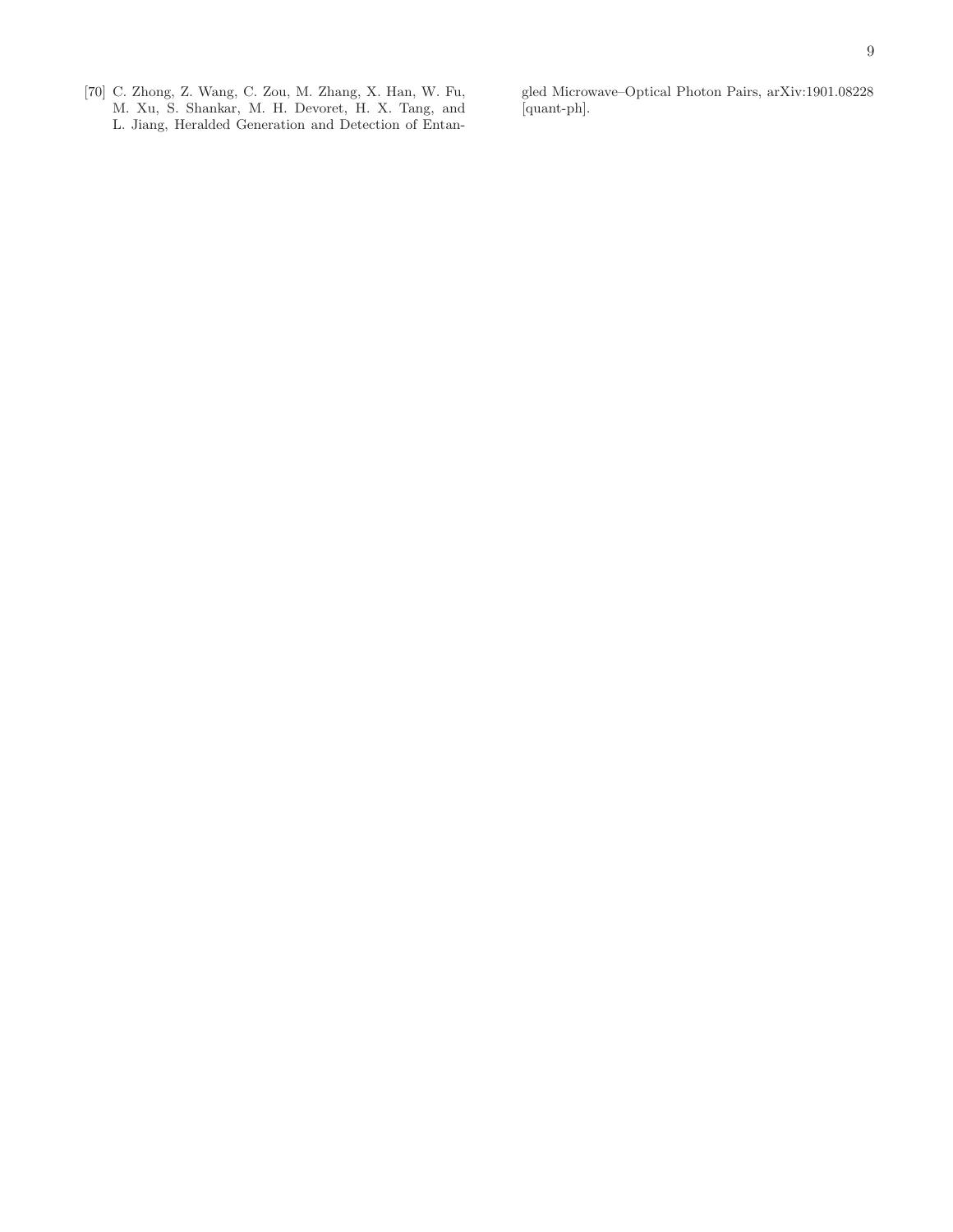[70] C. Zhong, Z. Wang, C. Zou, M. Zhang, X. Han, W. Fu, M. Xu, S. Shankar, M. H. Devoret, H. X. Tang, and L. Jiang, Heralded Generation and Detection of Entangled Microwave–Optical Photon Pairs, arXiv:1901.08228 [quant-ph].